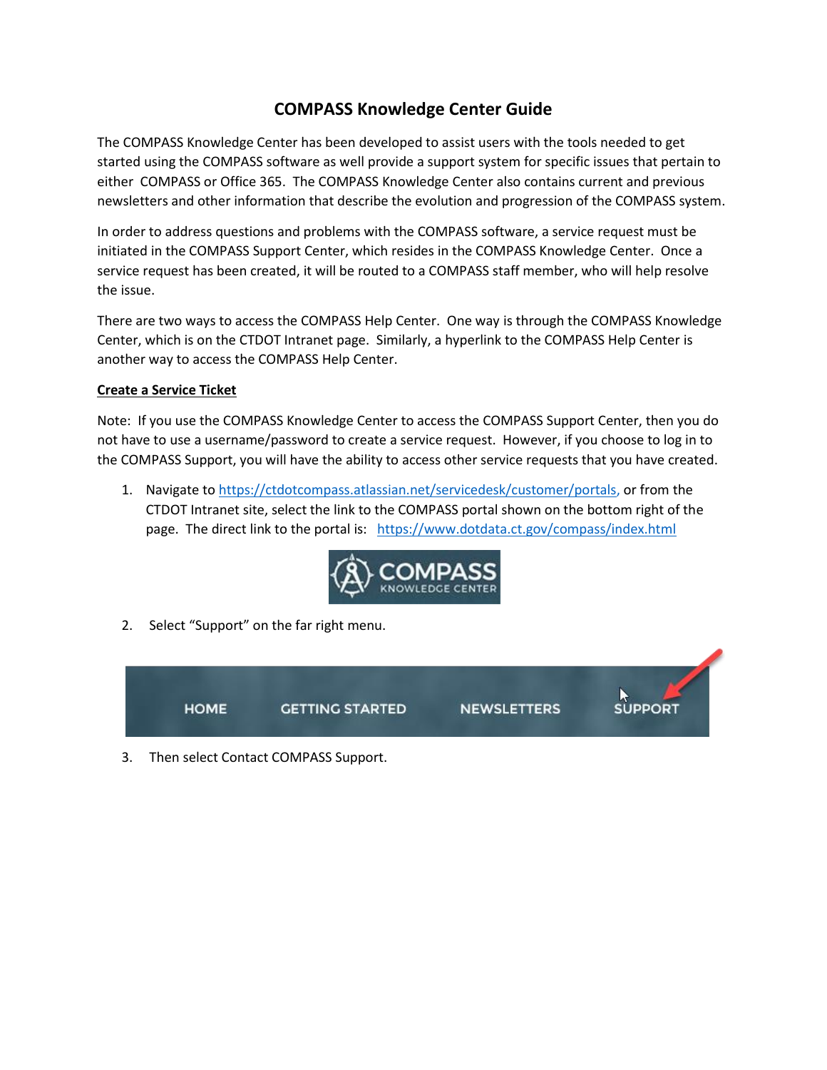# COMPASS Knowledge Center Guide

The COMPASS Knowledge Center has been developed to assist users with the tools needed to get started using the COMPASS software as well provide a support system for specific issues that pertain to either COMPASS or Office 365. The COMPASS Knowledge Center also contains current and previous newsletters and other information that describe the evolution and progression of the COMPASS system.

In order to address questions and problems with the COMPASS software, a service request must be initiated in the COMPASS Support Center, which resides in the COMPASS Knowledge Center. Once a service request has been created, it will be routed to a COMPASS staff member, who will help resolve the issue.

There are two ways to access the COMPASS Help Center. One way is through the COMPASS Knowledge Center, which is on the CTDOT Intranet page. Similarly, a hyperlink to the COMPASS Help Center is another way to access the COMPASS Help Center.

**Create a Service Ticket**

Note: If you use the COMPASS Knowledge Center to access the COMPASS Support Center, then you do not have to use a username/password to create a service request. However, if you choose to log in to the COMPASS Support, you will have the ability to access other service requests that you have created.

1. Navigate to https://ctdotcompass.atlassian.net/servicedesk/customer/portals, or from the CTDOT Intranet site, select the link to the COMPASS portal shown on the bottom right of the page. The direct link to the portal is: https://www.dotdata.ct.gov/compass/index.html

   COMPASS KNOWLEDGE CENTER

2. Select "Support" on the far right menu.

   HOME | GETTING STARTED | NEWSLETTERS | SUPPORT

3. Then select Contact COMPASS Support.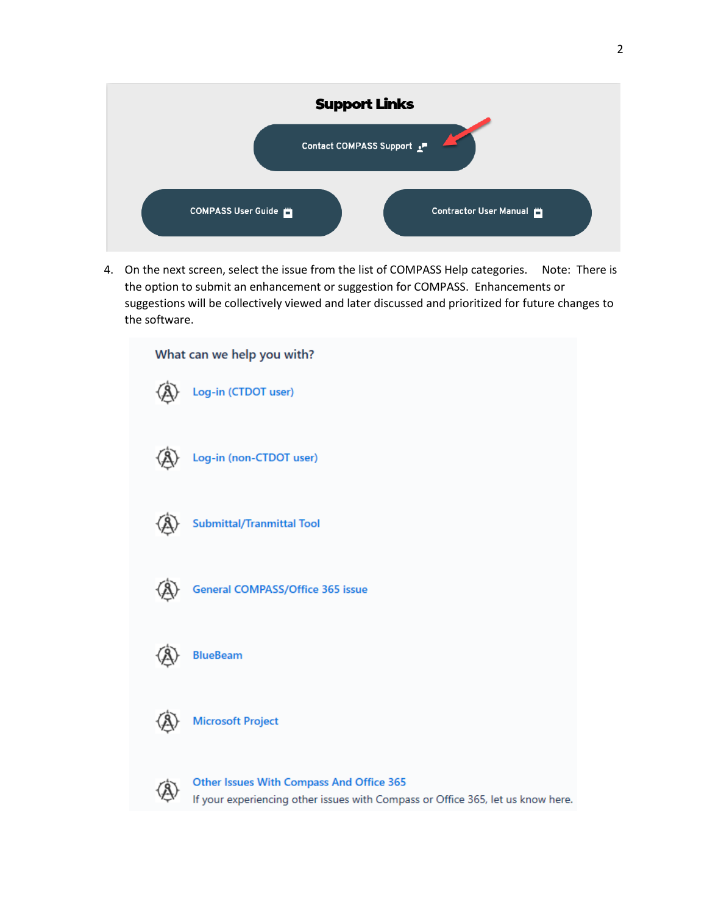**Support Links**

Contact COMPASS Support

COMPASS User Guide

Contractor User Manual

4. On the next screen, select the issue from the list of COMPASS Help categories. Note: There is the option to submit an enhancement or suggestion for COMPASS. Enhancements or suggestions will be collectively viewed and later discussed and prioritized for future changes to the software.

What can we help you with?

- Log-in (CTDOT user)
- Log-in (non-CTDOT user)
- Submittal/Tranmittal Tool
- General COMPASS/Office 365 issue
- BlueBeam
- Microsoft Project
- Other Issues With Compass And Office 365
  If your experiencing other issues with Compass or Office 365, let us know here.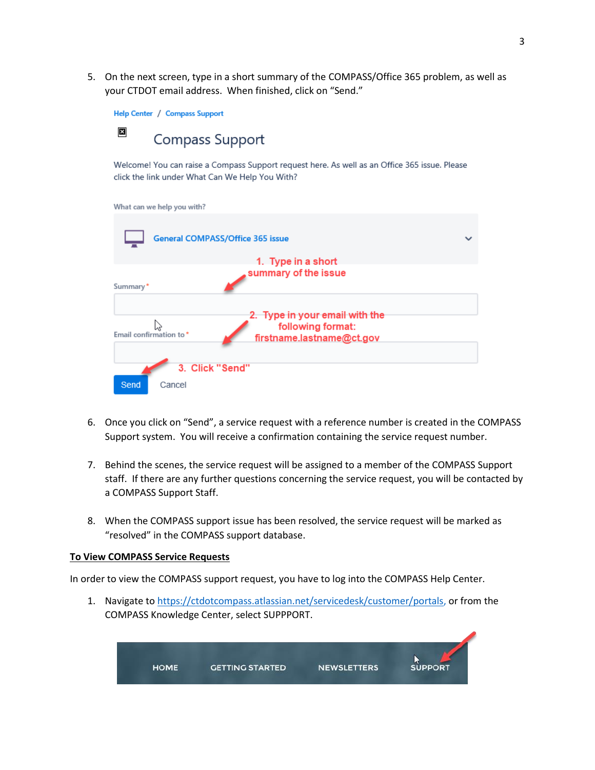5. On the next screen, type in a short summary of the COMPASS/Office 365 problem, as well as your CTDOT email address. When finished, click on "Send."

6. Once you click on "Send", a service request with a reference number is created in the COMPASS Support system. You will receive a confirmation containing the service request number.

7. Behind the scenes, the service request will be assigned to a member of the COMPASS Support staff. If there are any further questions concerning the service request, you will be contacted by a COMPASS Support Staff.

8. When the COMPASS support issue has been resolved, the service request will be marked as "resolved" in the COMPASS support database.

**To View COMPASS Service Requests**

In order to view the COMPASS support request, you have to log into the COMPASS Help Center.

1. Navigate to https://ctdotcompass.atlassian.net/servicedesk/customer/portals, or from the COMPASS Knowledge Center, select SUPPPORT.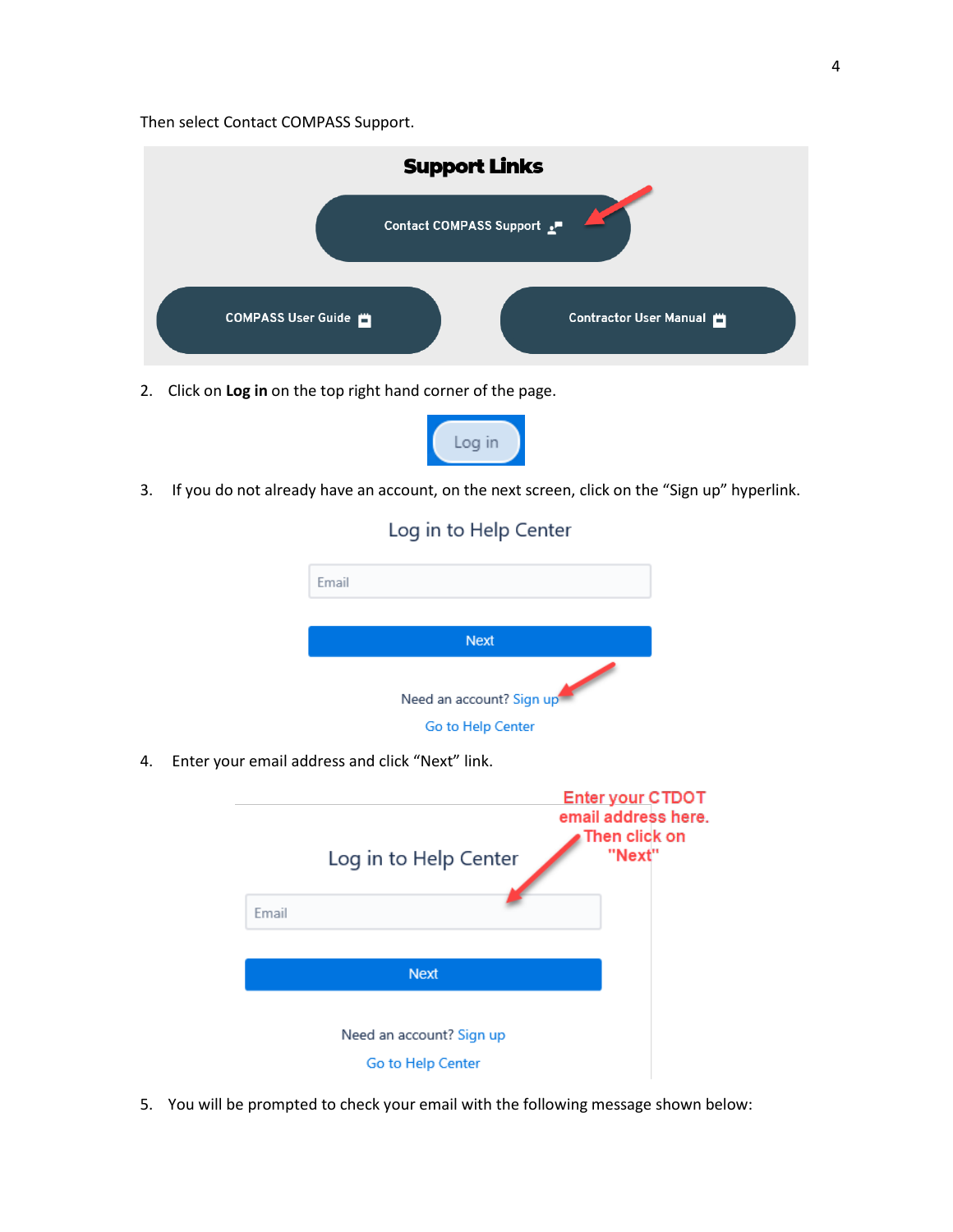Then select Contact COMPASS Support.

2. Click on **Log in** on the top right hand corner of the page.

3. If you do not already have an account, on the next screen, click on the "Sign up" hyperlink.

4. Enter your email address and click "Next" link.

5. You will be prompted to check your email with the following message shown below: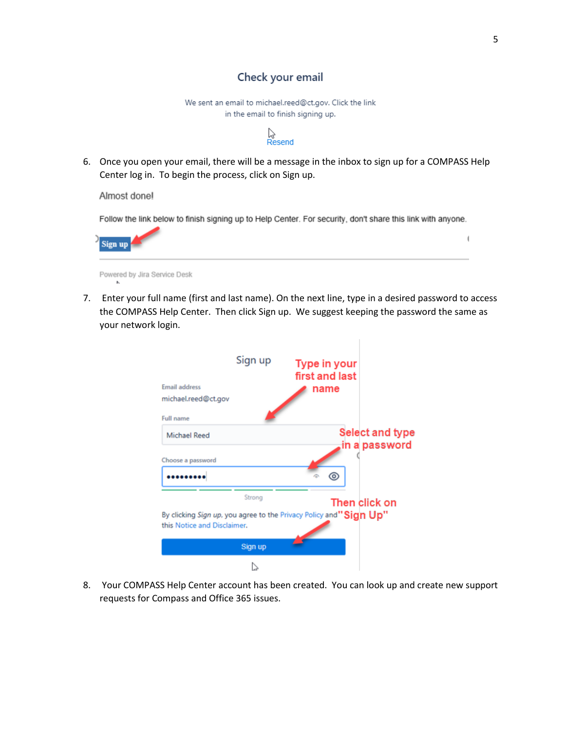Check your email

We sent an email to michael.reed@ct.gov. Click the link in the email to finish signing up.

Resend

6. Once you open your email, there will be a message in the inbox to sign up for a COMPASS Help Center log in. To begin the process, click on Sign up.

Almost done!

Follow the link below to finish signing up to Help Center. For security, don't share this link with anyone.

Sign up

Powered by Jira Service Desk

7. Enter your full name (first and last name). On the next line, type in a desired password to access the COMPASS Help Center. Then click Sign up. We suggest keeping the password the same as your network login.

Sign up

Type in your first and last name

Email address

michael.reed@ct.gov

Full name

Michael Reed

Select and type in a password

Choose a password

Strong

Then click on "Sign Up"

By clicking *Sign up*, you agree to the Privacy Policy and this Notice and Disclaimer.

Sign up

8. Your COMPASS Help Center account has been created. You can look up and create new support requests for Compass and Office 365 issues.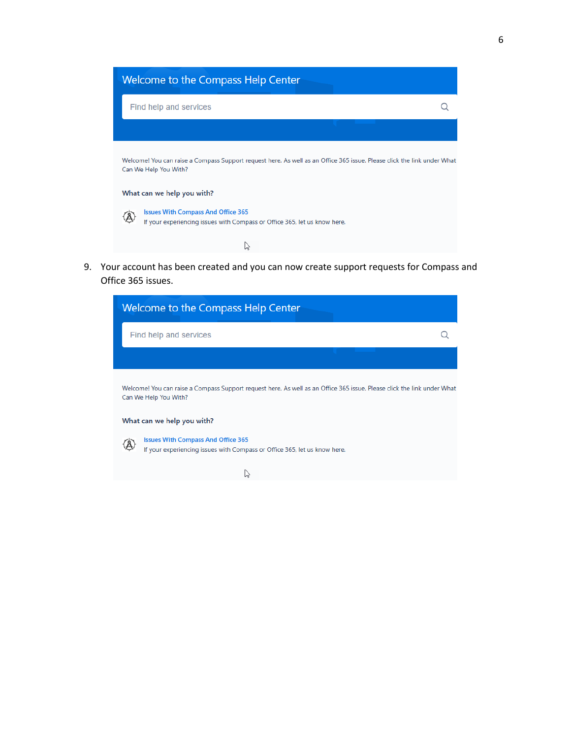Welcome to the Compass Help Center

Find help and services

Welcome! You can raise a Compass Support request here. As well as an Office 365 issue. Please click the link under What Can We Help You With?

**What can we help you with?**

Issues With Compass And Office 365

If your experiencing issues with Compass or Office 365, let us know here.

9. Your account has been created and you can now create support requests for Compass and Office 365 issues.

Welcome to the Compass Help Center

Find help and services

Welcome! You can raise a Compass Support request here. As well as an Office 365 issue. Please click the link under What Can We Help You With?

**What can we help you with?**

Issues With Compass And Office 365

If your experiencing issues with Compass or Office 365, let us know here.